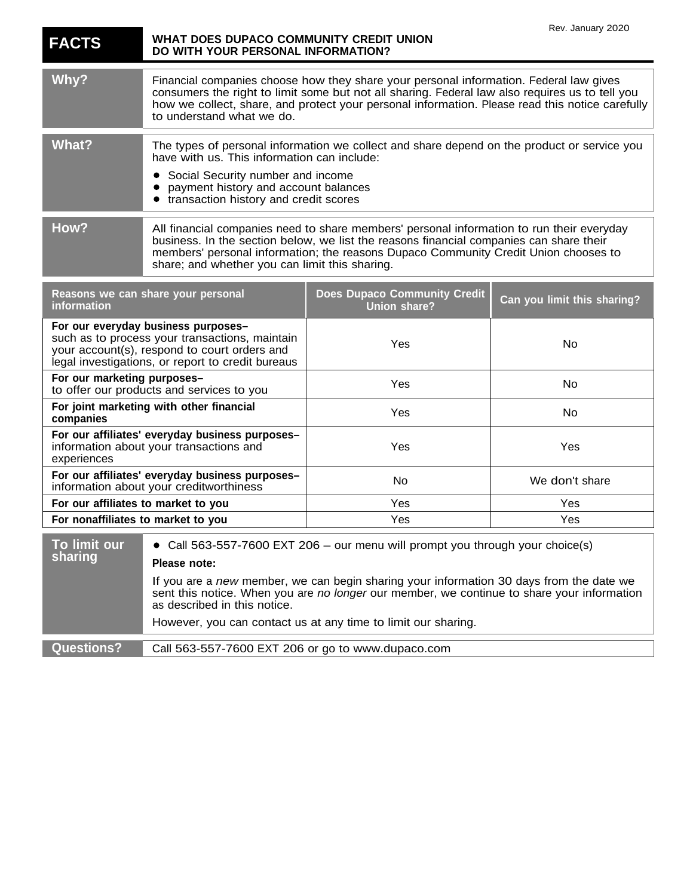Rev. January 2020

# FACTS — WHAT DOES DUPACO COMMUNITY CREDIT UNION DO WITH YOUR PERSONAL INFORMATION?

**Why?**

Financial companies choose how they share your personal information. Federal law gives consumers the right to limit some but not all sharing. Federal law also requires us to tell you how we collect, share, and protect your personal information. Please read this notice carefully to understand what we do.

**What?**

The types of personal information we collect and share depend on the product or service you have with us. This information can include:

- Social Security number and income
- payment history and account balances
- transaction history and credit scores

**How?**

All financial companies need to share members' personal information to run their everyday business. In the section below, we list the reasons financial companies can share their members' personal information; the reasons Dupaco Community Credit Union chooses to share; and whether you can limit this sharing.

| Reasons we can share your personal information | Does Dupaco Community Credit Union share? | Can you limit this sharing? |
|---|---|---|
| **For our everyday business purposes–** such as to process your transactions, maintain your account(s), respond to court orders and legal investigations, or report to credit bureaus | Yes | No |
| **For our marketing purposes–** to offer our products and services to you | Yes | No |
| **For joint marketing with other financial companies** | Yes | No |
| **For our affiliates' everyday business purposes–** information about your transactions and experiences | Yes | Yes |
| **For our affiliates' everyday business purposes–** information about your creditworthiness | No | We don't share |
| **For our affiliates to market to you** | Yes | Yes |
| **For nonaffiliates to market to you** | Yes | Yes |

**To limit our sharing**

- Call 563-557-7600 EXT 206 – our menu will prompt you through your choice(s)

**Please note:**

If you are a *new* member, we can begin sharing your information 30 days from the date we sent this notice. When you are *no longer* our member, we continue to share your information as described in this notice.

However, you can contact us at any time to limit our sharing.

**Questions?**

Call 563-557-7600 EXT 206 or go to www.dupaco.com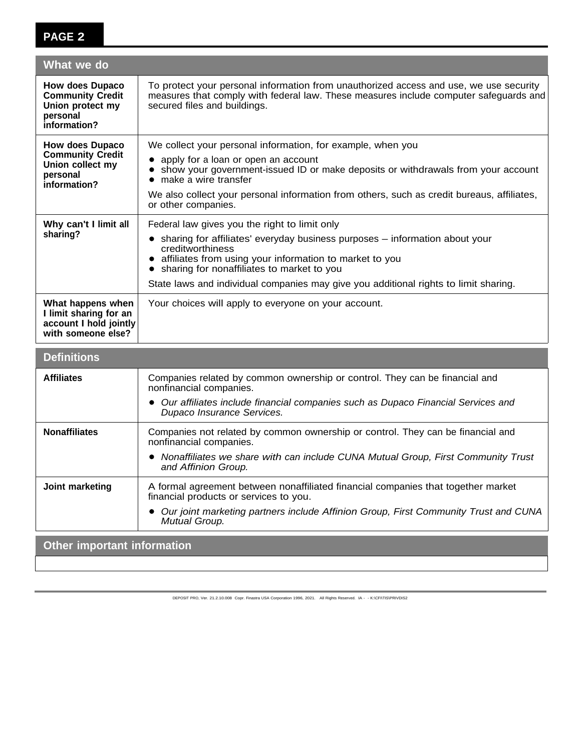| What we do | |
|---|---|
| **How does Dupaco Community Credit Union protect my personal information?** | To protect your personal information from unauthorized access and use, we use security measures that comply with federal law. These measures include computer safeguards and secured files and buildings. |
| **How does Dupaco Community Credit Union collect my personal information?** | We collect your personal information, for example, when you<br>• apply for a loan or open an account<br>• show your government-issued ID or make deposits or withdrawals from your account<br>• make a wire transfer<br>We also collect your personal information from others, such as credit bureaus, affiliates, or other companies. |
| **Why can't I limit all sharing?** | Federal law gives you the right to limit only<br>• sharing for affiliates' everyday business purposes – information about your creditworthiness<br>• affiliates from using your information to market to you<br>• sharing for nonaffiliates to market to you<br>State laws and individual companies may give you additional rights to limit sharing. |
| **What happens when I limit sharing for an account I hold jointly with someone else?** | Your choices will apply to everyone on your account. |

| Definitions | |
|---|---|
| **Affiliates** | Companies related by common ownership or control. They can be financial and nonfinancial companies.<br>• *Our affiliates include financial companies such as Dupaco Financial Services and Dupaco Insurance Services.* |
| **Nonaffiliates** | Companies not related by common ownership or control. They can be financial and nonfinancial companies.<br>• *Nonaffiliates we share with can include CUNA Mutual Group, First Community Trust and Affinion Group.* |
| **Joint marketing** | A formal agreement between nonaffiliated financial companies that together market financial products or services to you.<br>• *Our joint marketing partners include Affinion Group, First Community Trust and CUNA Mutual Group.* |

## Other important information

DEPOSIT PRO, Ver. 21.2.10.008 Copr. Finastra USA Corporation 1996, 2021. All Rights Reserved. IA - - K:\CFI\TIS\PRIVDIS2